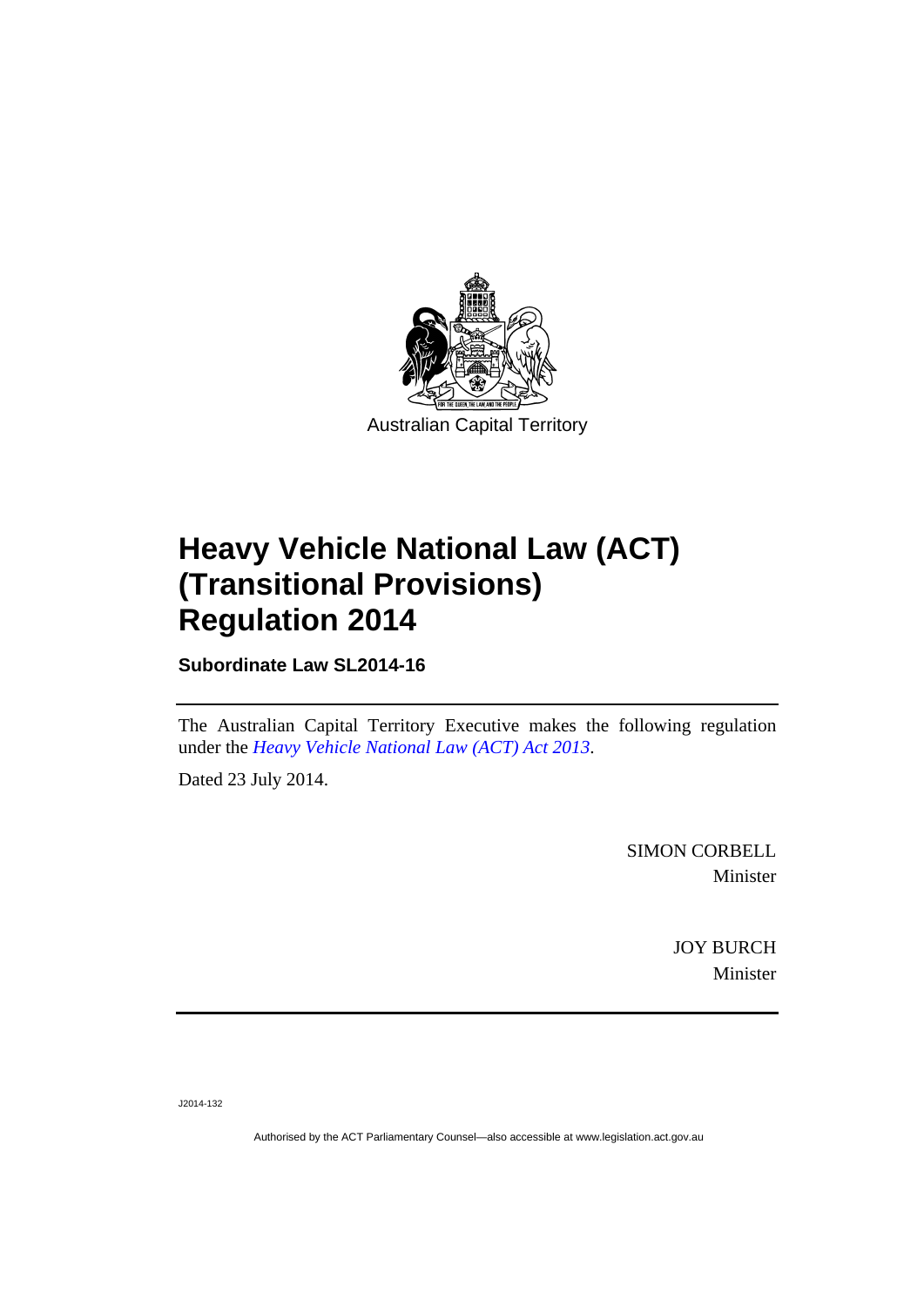Australian Capital Territory

# Heavy Vehicle National Law (ACT) (Transitional Provisions) Regulation 2014

**Subordinate Law SL2014-16**

The Australian Capital Territory Executive makes the following regulation under the *Heavy Vehicle National Law (ACT) Act 2013*.

Dated 23 July 2014.

SIMON CORBELL
Minister

JOY BURCH
Minister

J2014-132

Authorised by the ACT Parliamentary Counsel—also accessible at www.legislation.act.gov.au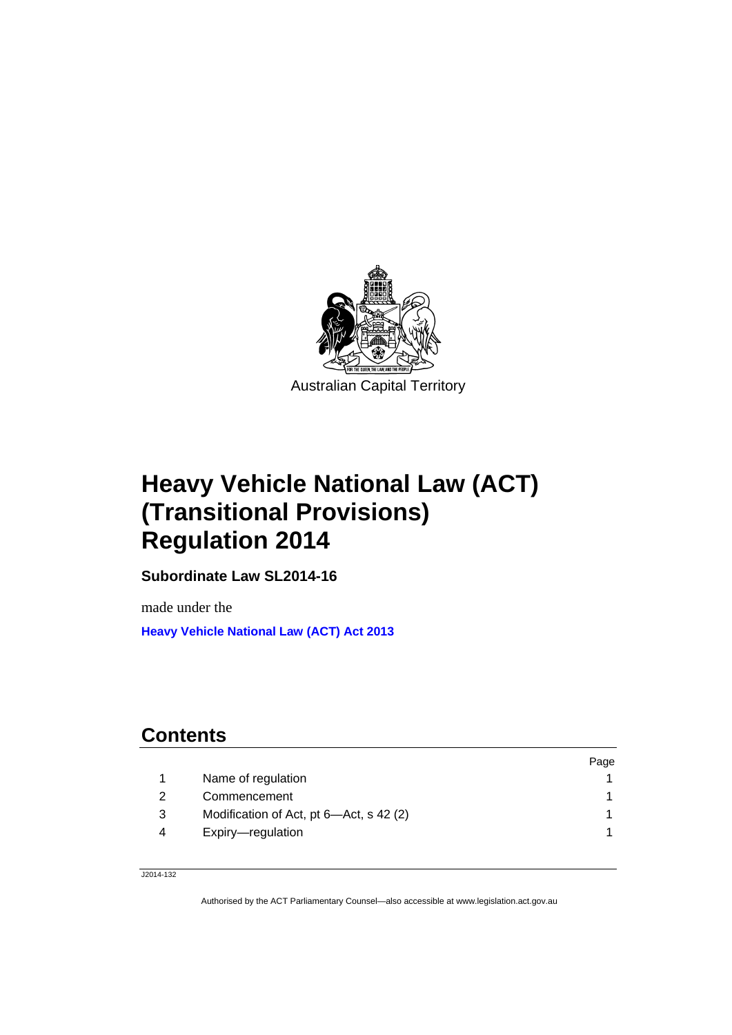Australian Capital Territory

# Heavy Vehicle National Law (ACT) (Transitional Provisions) Regulation 2014

**Subordinate Law SL2014-16**

made under the

**Heavy Vehicle National Law (ACT) Act 2013**

## Contents

| | | Page |
|---|---|---|
| 1 | Name of regulation | 1 |
| 2 | Commencement | 1 |
| 3 | Modification of Act, pt 6—Act, s 42 (2) | 1 |
| 4 | Expiry—regulation | 1 |

J2014-132

Authorised by the ACT Parliamentary Counsel—also accessible at www.legislation.act.gov.au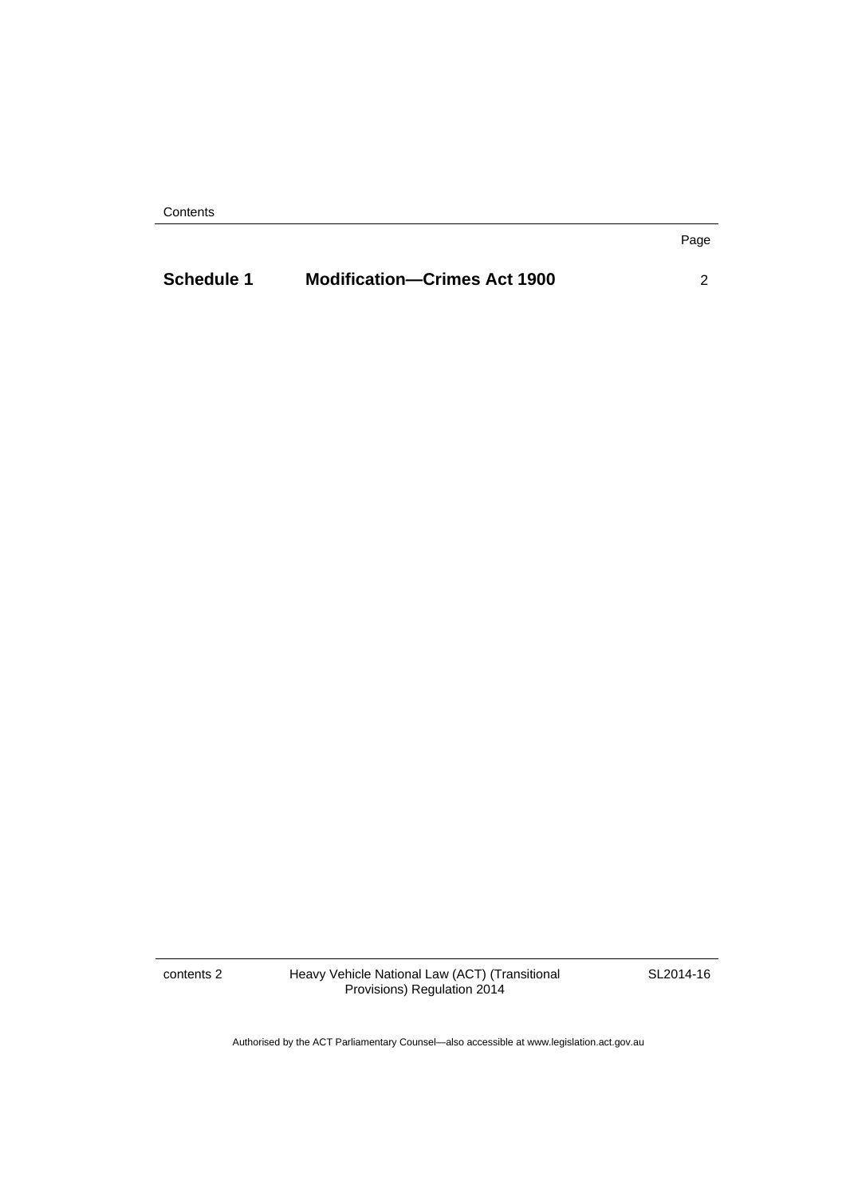Contents

| | | Page |
|---|---|---|
| **Schedule 1** | **Modification—Crimes Act 1900** | 2 |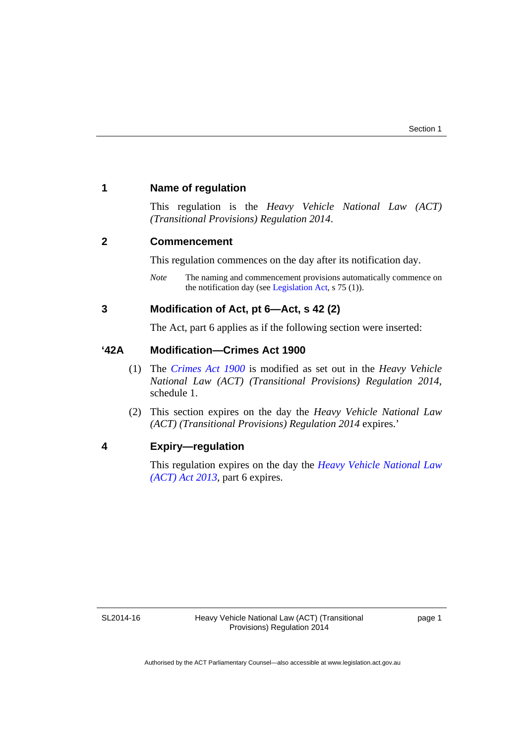## 1 Name of regulation

This regulation is the *Heavy Vehicle National Law (ACT) (Transitional Provisions) Regulation 2014*.

## 2 Commencement

This regulation commences on the day after its notification day.

*Note* The naming and commencement provisions automatically commence on the notification day (see Legislation Act, s 75 (1)).

## 3 Modification of Act, pt 6—Act, s 42 (2)

The Act, part 6 applies as if the following section were inserted:

## '42A Modification—Crimes Act 1900

(1) The *Crimes Act 1900* is modified as set out in the *Heavy Vehicle National Law (ACT) (Transitional Provisions) Regulation 2014*, schedule 1.

(2) This section expires on the day the *Heavy Vehicle National Law (ACT) (Transitional Provisions) Regulation 2014* expires.'

## 4 Expiry—regulation

This regulation expires on the day the *Heavy Vehicle National Law (ACT) Act 2013*, part 6 expires.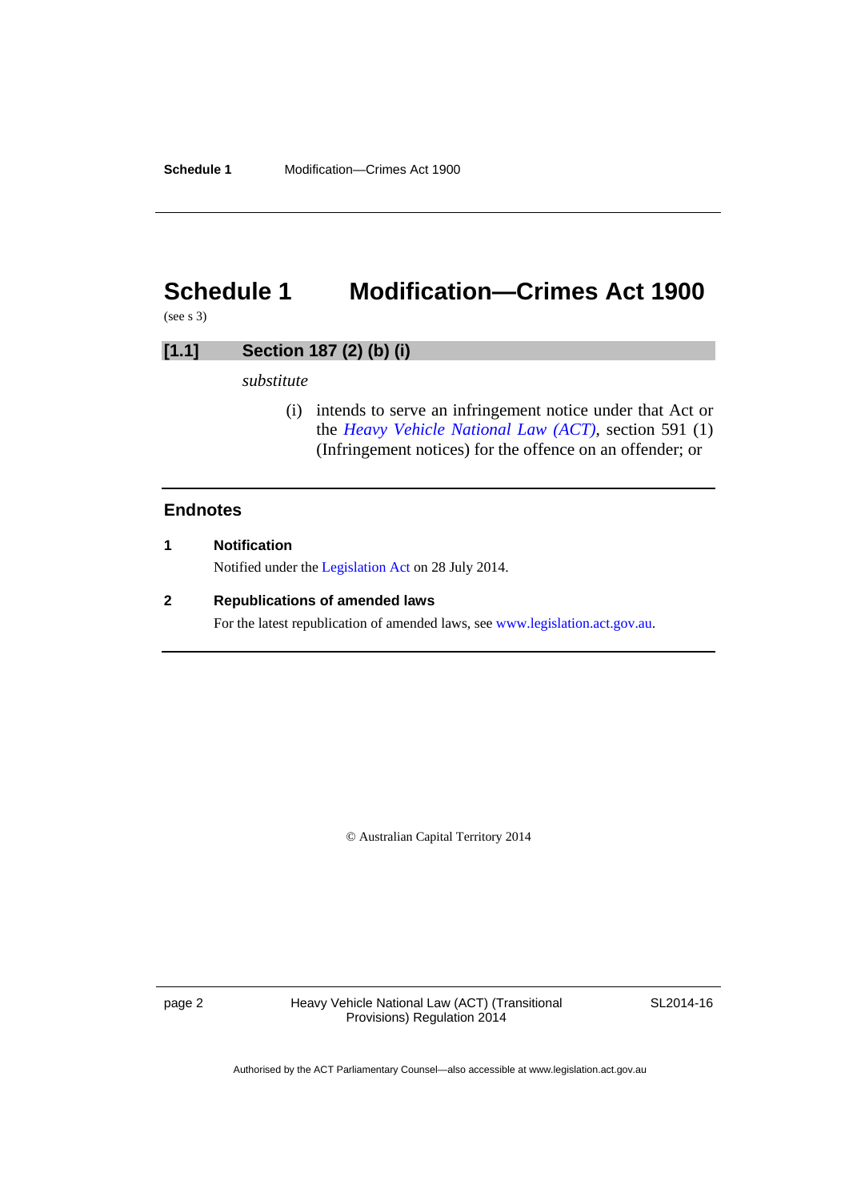# Schedule 1 Modification—Crimes Act 1900

(see s 3)

## [1.1] Section 187 (2) (b) (i)

*substitute*

(i) intends to serve an infringement notice under that Act or the *Heavy Vehicle National Law (ACT)*, section 591 (1) (Infringement notices) for the offence on an offender; or

## Endnotes

### 1 Notification

Notified under the Legislation Act on 28 July 2014.

### 2 Republications of amended laws

For the latest republication of amended laws, see www.legislation.act.gov.au.

© Australian Capital Territory 2014